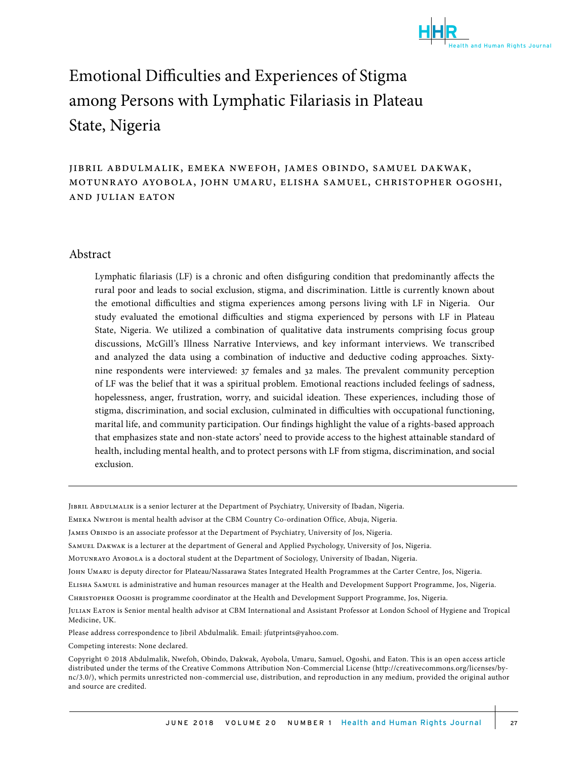# Emotional Difficulties and Experiences of Stigma among Persons with Lymphatic Filariasis in Plateau State, Nigeria

JIBRIL ABDULMALIK, EMEKA NWEFOH, JAMES OBINDO, SAMUEL DAKWAK, MOTUNRAYO AYOBOLA, JOHN UMARU, ELISHA SAMUEL, CHRISTOPHER OGOSHI, AND JULIAN EATON

## Abstract

Lymphatic filariasis (LF) is a chronic and often disfiguring condition that predominantly affects the rural poor and leads to social exclusion, stigma, and discrimination. Little is currently known about the emotional difficulties and stigma experiences among persons living with LF in Nigeria. Our study evaluated the emotional difficulties and stigma experienced by persons with LF in Plateau State, Nigeria. We utilized a combination of qualitative data instruments comprising focus group discussions, McGill's Illness Narrative Interviews, and key informant interviews. We transcribed and analyzed the data using a combination of inductive and deductive coding approaches. Sixty-nine respondents were interviewed: 37 females and 32 males. The prevalent community perception of LF was the belief that it was a spiritual problem. Emotional reactions included feelings of sadness, hopelessness, anger, frustration, worry, and suicidal ideation. These experiences, including those of stigma, discrimination, and social exclusion, culminated in difficulties with occupational functioning, marital life, and community participation. Our findings highlight the value of a rights-based approach that emphasizes state and non-state actors' need to provide access to the highest attainable standard of health, including mental health, and to protect persons with LF from stigma, discrimination, and social exclusion.

---

Jibril Abdulmalik is a senior lecturer at the Department of Psychiatry, University of Ibadan, Nigeria.

Emeka Nwefoh is mental health advisor at the CBM Country Co-ordination Office, Abuja, Nigeria.

James Obindo is an associate professor at the Department of Psychiatry, University of Jos, Nigeria.

Samuel Dakwak is a lecturer at the department of General and Applied Psychology, University of Jos, Nigeria.

Motunrayo Ayobola is a doctoral student at the Department of Sociology, University of Ibadan, Nigeria.

John Umaru is deputy director for Plateau/Nassarawa States Integrated Health Programmes at the Carter Centre, Jos, Nigeria.

Elisha Samuel is administrative and human resources manager at the Health and Development Support Programme, Jos, Nigeria.

Christopher Ogoshi is programme coordinator at the Health and Development Support Programme, Jos, Nigeria.

Julian Eaton is Senior mental health advisor at CBM International and Assistant Professor at London School of Hygiene and Tropical Medicine, UK.

Please address correspondence to Jibril Abdulmalik. Email: jfutprints@yahoo.com.

Competing interests: None declared.

Copyright © 2018 Abdulmalik, Nwefoh, Obindo, Dakwak, Ayobola, Umaru, Samuel, Ogoshi, and Eaton. This is an open access article distributed under the terms of the Creative Commons Attribution Non-Commercial License (http://creativecommons.org/licenses/by-nc/3.0/), which permits unrestricted non-commercial use, distribution, and reproduction in any medium, provided the original author and source are credited.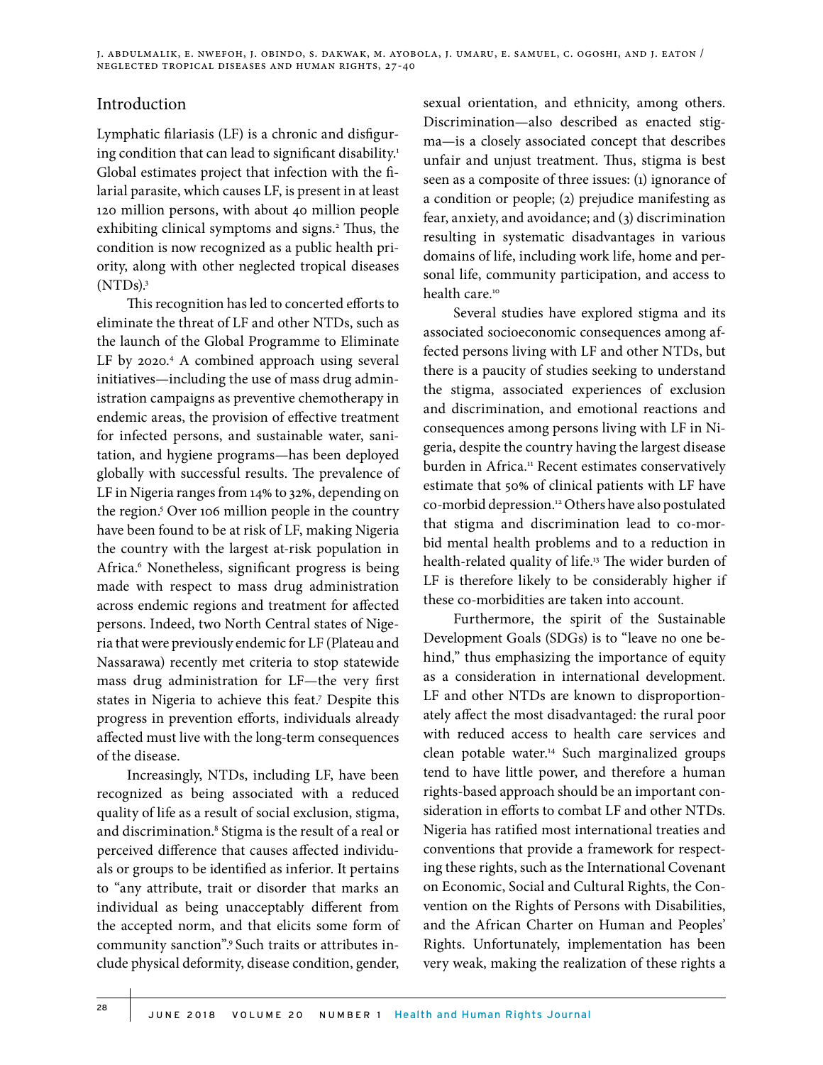## Introduction

Lymphatic filariasis (LF) is a chronic and disfiguring condition that can lead to significant disability.[1] Global estimates project that infection with the filarial parasite, which causes LF, is present in at least 120 million persons, with about 40 million people exhibiting clinical symptoms and signs.[2] Thus, the condition is now recognized as a public health priority, along with other neglected tropical diseases (NTDs).[3]

This recognition has led to concerted efforts to eliminate the threat of LF and other NTDs, such as the launch of the Global Programme to Eliminate LF by 2020.[4] A combined approach using several initiatives—including the use of mass drug administration campaigns as preventive chemotherapy in endemic areas, the provision of effective treatment for infected persons, and sustainable water, sanitation, and hygiene programs—has been deployed globally with successful results. The prevalence of LF in Nigeria ranges from 14% to 32%, depending on the region.[5] Over 106 million people in the country have been found to be at risk of LF, making Nigeria the country with the largest at-risk population in Africa.[6] Nonetheless, significant progress is being made with respect to mass drug administration across endemic regions and treatment for affected persons. Indeed, two North Central states of Nigeria that were previously endemic for LF (Plateau and Nassarawa) recently met criteria to stop statewide mass drug administration for LF—the very first states in Nigeria to achieve this feat.[7] Despite this progress in prevention efforts, individuals already affected must live with the long-term consequences of the disease.

Increasingly, NTDs, including LF, have been recognized as being associated with a reduced quality of life as a result of social exclusion, stigma, and discrimination.[8] Stigma is the result of a real or perceived difference that causes affected individuals or groups to be identified as inferior. It pertains to "any attribute, trait or disorder that marks an individual as being unacceptably different from the accepted norm, and that elicits some form of community sanction".[9] Such traits or attributes include physical deformity, disease condition, gender, sexual orientation, and ethnicity, among others. Discrimination—also described as enacted stigma—is a closely associated concept that describes unfair and unjust treatment. Thus, stigma is best seen as a composite of three issues: (1) ignorance of a condition or people; (2) prejudice manifesting as fear, anxiety, and avoidance; and (3) discrimination resulting in systematic disadvantages in various domains of life, including work life, home and personal life, community participation, and access to health care.[10]

Several studies have explored stigma and its associated socioeconomic consequences among affected persons living with LF and other NTDs, but there is a paucity of studies seeking to understand the stigma, associated experiences of exclusion and discrimination, and emotional reactions and consequences among persons living with LF in Nigeria, despite the country having the largest disease burden in Africa.[11] Recent estimates conservatively estimate that 50% of clinical patients with LF have co-morbid depression.[12] Others have also postulated that stigma and discrimination lead to co-morbid mental health problems and to a reduction in health-related quality of life.[13] The wider burden of LF is therefore likely to be considerably higher if these co-morbidities are taken into account.

Furthermore, the spirit of the Sustainable Development Goals (SDGs) is to "leave no one behind," thus emphasizing the importance of equity as a consideration in international development. LF and other NTDs are known to disproportionately affect the most disadvantaged: the rural poor with reduced access to health care services and clean potable water.[14] Such marginalized groups tend to have little power, and therefore a human rights-based approach should be an important consideration in efforts to combat LF and other NTDs. Nigeria has ratified most international treaties and conventions that provide a framework for respecting these rights, such as the International Covenant on Economic, Social and Cultural Rights, the Convention on the Rights of Persons with Disabilities, and the African Charter on Human and Peoples' Rights. Unfortunately, implementation has been very weak, making the realization of these rights a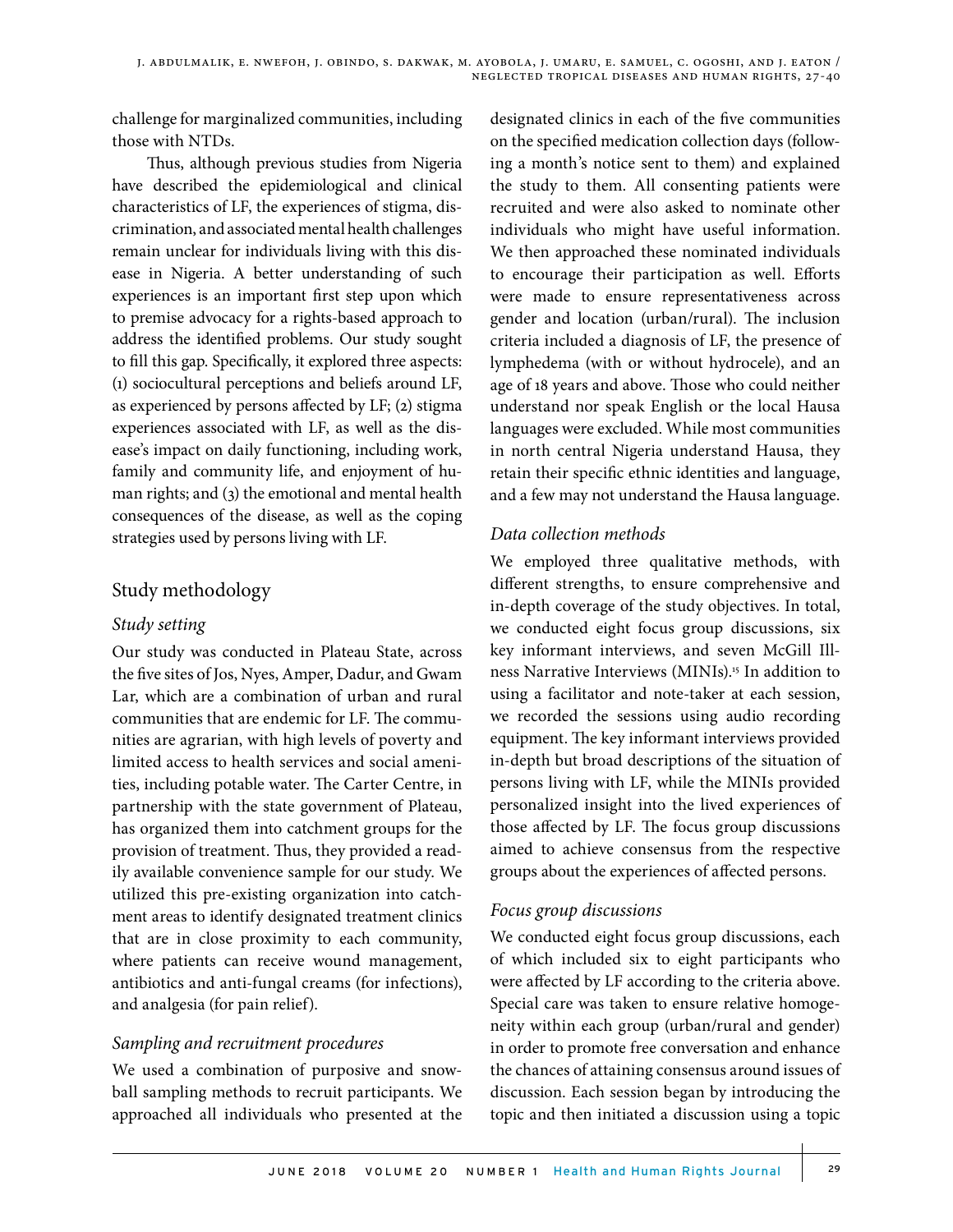challenge for marginalized communities, including those with NTDs.

Thus, although previous studies from Nigeria have described the epidemiological and clinical characteristics of LF, the experiences of stigma, discrimination, and associated mental health challenges remain unclear for individuals living with this disease in Nigeria. A better understanding of such experiences is an important first step upon which to premise advocacy for a rights-based approach to address the identified problems. Our study sought to fill this gap. Specifically, it explored three aspects: (1) sociocultural perceptions and beliefs around LF, as experienced by persons affected by LF; (2) stigma experiences associated with LF, as well as the disease's impact on daily functioning, including work, family and community life, and enjoyment of human rights; and (3) the emotional and mental health consequences of the disease, as well as the coping strategies used by persons living with LF.

## Study methodology

### *Study setting*

Our study was conducted in Plateau State, across the five sites of Jos, Nyes, Amper, Dadur, and Gwam Lar, which are a combination of urban and rural communities that are endemic for LF. The communities are agrarian, with high levels of poverty and limited access to health services and social amenities, including potable water. The Carter Centre, in partnership with the state government of Plateau, has organized them into catchment groups for the provision of treatment. Thus, they provided a readily available convenience sample for our study. We utilized this pre-existing organization into catchment areas to identify designated treatment clinics that are in close proximity to each community, where patients can receive wound management, antibiotics and anti-fungal creams (for infections), and analgesia (for pain relief).

### *Sampling and recruitment procedures*

We used a combination of purposive and snowball sampling methods to recruit participants. We approached all individuals who presented at the designated clinics in each of the five communities on the specified medication collection days (following a month's notice sent to them) and explained the study to them. All consenting patients were recruited and were also asked to nominate other individuals who might have useful information. We then approached these nominated individuals to encourage their participation as well. Efforts were made to ensure representativeness across gender and location (urban/rural). The inclusion criteria included a diagnosis of LF, the presence of lymphedema (with or without hydrocele), and an age of 18 years and above. Those who could neither understand nor speak English or the local Hausa languages were excluded. While most communities in north central Nigeria understand Hausa, they retain their specific ethnic identities and language, and a few may not understand the Hausa language.

### *Data collection methods*

We employed three qualitative methods, with different strengths, to ensure comprehensive and in-depth coverage of the study objectives. In total, we conducted eight focus group discussions, six key informant interviews, and seven McGill Illness Narrative Interviews (MINIs).[15] In addition to using a facilitator and note-taker at each session, we recorded the sessions using audio recording equipment. The key informant interviews provided in-depth but broad descriptions of the situation of persons living with LF, while the MINIs provided personalized insight into the lived experiences of those affected by LF. The focus group discussions aimed to achieve consensus from the respective groups about the experiences of affected persons.

### *Focus group discussions*

We conducted eight focus group discussions, each of which included six to eight participants who were affected by LF according to the criteria above. Special care was taken to ensure relative homogeneity within each group (urban/rural and gender) in order to promote free conversation and enhance the chances of attaining consensus around issues of discussion. Each session began by introducing the topic and then initiated a discussion using a topic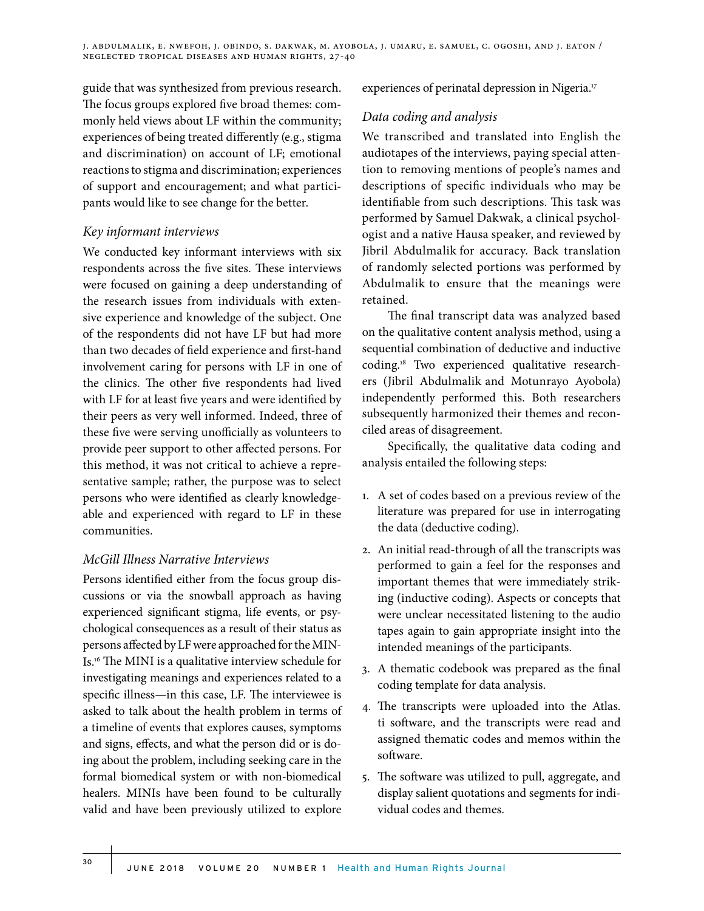guide that was synthesized from previous research. The focus groups explored five broad themes: commonly held views about LF within the community; experiences of being treated differently (e.g., stigma and discrimination) on account of LF; emotional reactions to stigma and discrimination; experiences of support and encouragement; and what participants would like to see change for the better.

### *Key informant interviews*

We conducted key informant interviews with six respondents across the five sites. These interviews were focused on gaining a deep understanding of the research issues from individuals with extensive experience and knowledge of the subject. One of the respondents did not have LF but had more than two decades of field experience and first-hand involvement caring for persons with LF in one of the clinics. The other five respondents had lived with LF for at least five years and were identified by their peers as very well informed. Indeed, three of these five were serving unofficially as volunteers to provide peer support to other affected persons. For this method, it was not critical to achieve a representative sample; rather, the purpose was to select persons who were identified as clearly knowledgeable and experienced with regard to LF in these communities.

### *McGill Illness Narrative Interviews*

Persons identified either from the focus group discussions or via the snowball approach as having experienced significant stigma, life events, or psychological consequences as a result of their status as persons affected by LF were approached for the MINIs.[16] The MINI is a qualitative interview schedule for investigating meanings and experiences related to a specific illness—in this case, LF. The interviewee is asked to talk about the health problem in terms of a timeline of events that explores causes, symptoms and signs, effects, and what the person did or is doing about the problem, including seeking care in the formal biomedical system or with non-biomedical healers. MINIs have been found to be culturally valid and have been previously utilized to explore experiences of perinatal depression in Nigeria.[17]

### *Data coding and analysis*

We transcribed and translated into English the audiotapes of the interviews, paying special attention to removing mentions of people's names and descriptions of specific individuals who may be identifiable from such descriptions. This task was performed by Samuel Dakwak, a clinical psychologist and a native Hausa speaker, and reviewed by Jibril Abdulmalik for accuracy. Back translation of randomly selected portions was performed by Abdulmalik to ensure that the meanings were retained.

The final transcript data was analyzed based on the qualitative content analysis method, using a sequential combination of deductive and inductive coding.[18] Two experienced qualitative researchers (Jibril Abdulmalik and Motunrayo Ayobola) independently performed this. Both researchers subsequently harmonized their themes and reconciled areas of disagreement.

Specifically, the qualitative data coding and analysis entailed the following steps:

1. A set of codes based on a previous review of the literature was prepared for use in interrogating the data (deductive coding).
2. An initial read-through of all the transcripts was performed to gain a feel for the responses and important themes that were immediately striking (inductive coding). Aspects or concepts that were unclear necessitated listening to the audio tapes again to gain appropriate insight into the intended meanings of the participants.
3. A thematic codebook was prepared as the final coding template for data analysis.
4. The transcripts were uploaded into the Atlas.ti software, and the transcripts were read and assigned thematic codes and memos within the software.
5. The software was utilized to pull, aggregate, and display salient quotations and segments for individual codes and themes.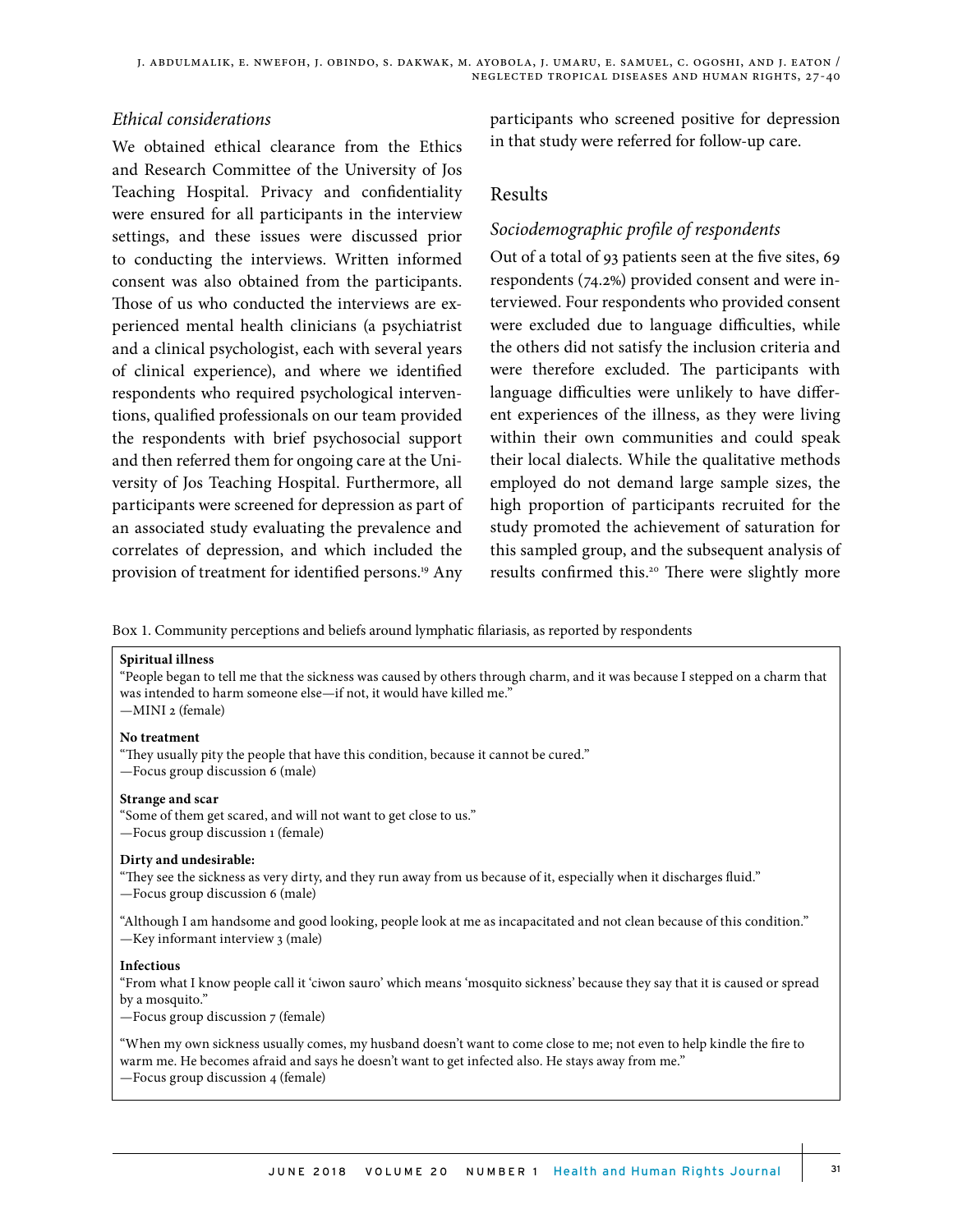### *Ethical considerations*

We obtained ethical clearance from the Ethics and Research Committee of the University of Jos Teaching Hospital. Privacy and confidentiality were ensured for all participants in the interview settings, and these issues were discussed prior to conducting the interviews. Written informed consent was also obtained from the participants. Those of us who conducted the interviews are experienced mental health clinicians (a psychiatrist and a clinical psychologist, each with several years of clinical experience), and where we identified respondents who required psychological interventions, qualified professionals on our team provided the respondents with brief psychosocial support and then referred them for ongoing care at the University of Jos Teaching Hospital. Furthermore, all participants were screened for depression as part of an associated study evaluating the prevalence and correlates of depression, and which included the provision of treatment for identified persons.[19] Any participants who screened positive for depression in that study were referred for follow-up care.

## Results

### *Sociodemographic profile of respondents*

Out of a total of 93 patients seen at the five sites, 69 respondents (74.2%) provided consent and were interviewed. Four respondents who provided consent were excluded due to language difficulties, while the others did not satisfy the inclusion criteria and were therefore excluded. The participants with language difficulties were unlikely to have different experiences of the illness, as they were living within their own communities and could speak their local dialects. While the qualitative methods employed do not demand large sample sizes, the high proportion of participants recruited for the study promoted the achievement of saturation for this sampled group, and the subsequent analysis of results confirmed this.[20] There were slightly more

Box 1. Community perceptions and beliefs around lymphatic filariasis, as reported by respondents

**Spiritual illness**

"People began to tell me that the sickness was caused by others through charm, and it was because I stepped on a charm that was intended to harm someone else—if not, it would have killed me."
—MINI 2 (female)

**No treatment**

"They usually pity the people that have this condition, because it cannot be cured."
—Focus group discussion 6 (male)

**Strange and scar**

"Some of them get scared, and will not want to get close to us."
—Focus group discussion 1 (female)

**Dirty and undesirable:**

"They see the sickness as very dirty, and they run away from us because of it, especially when it discharges fluid."
—Focus group discussion 6 (male)

"Although I am handsome and good looking, people look at me as incapacitated and not clean because of this condition."
—Key informant interview 3 (male)

**Infectious**

"From what I know people call it 'ciwon sauro' which means 'mosquito sickness' because they say that it is caused or spread by a mosquito."
—Focus group discussion 7 (female)

"When my own sickness usually comes, my husband doesn't want to come close to me; not even to help kindle the fire to warm me. He becomes afraid and says he doesn't want to get infected also. He stays away from me."
—Focus group discussion 4 (female)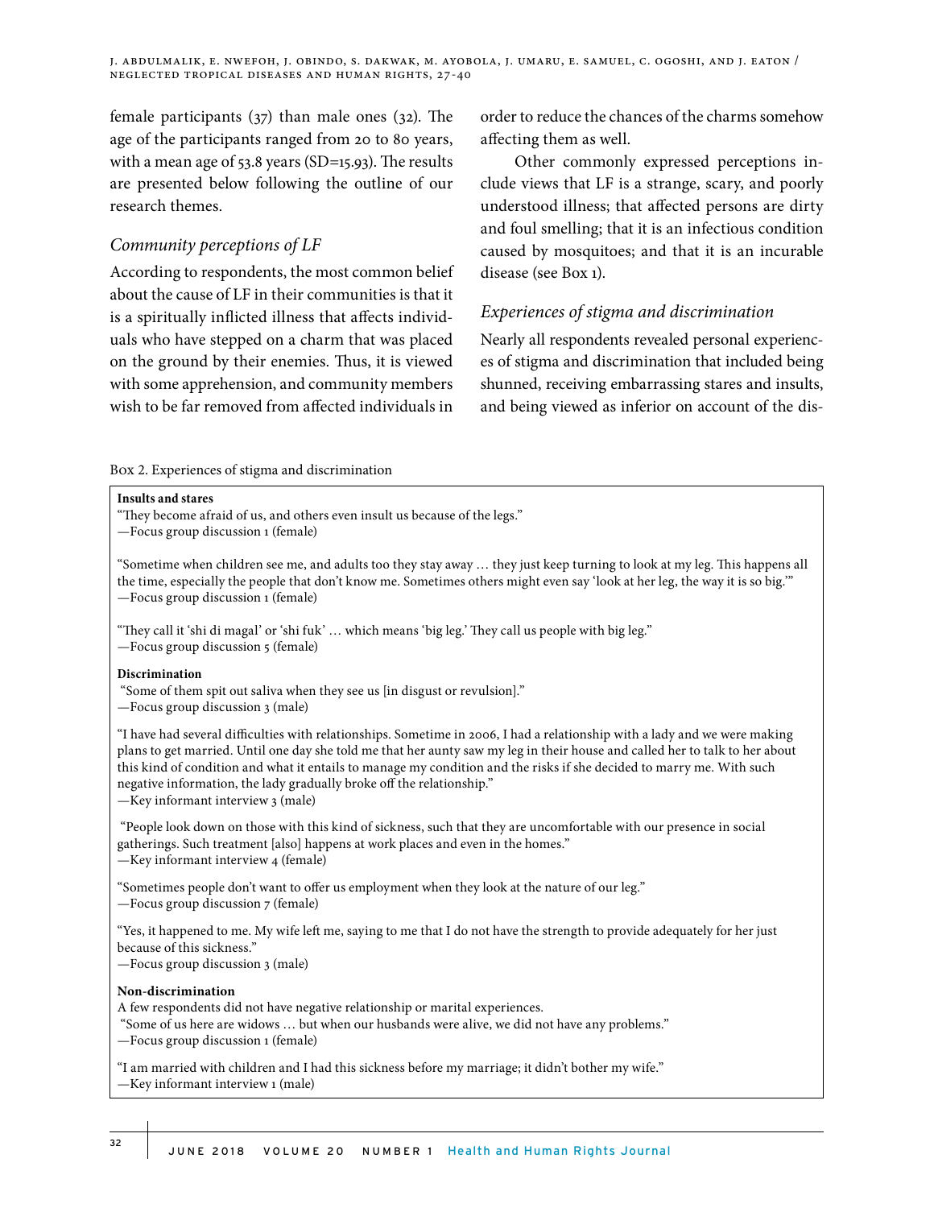female participants (37) than male ones (32). The age of the participants ranged from 20 to 80 years, with a mean age of 53.8 years (SD=15.93). The results are presented below following the outline of our research themes.

### *Community perceptions of LF*

According to respondents, the most common belief about the cause of LF in their communities is that it is a spiritually inflicted illness that affects individuals who have stepped on a charm that was placed on the ground by their enemies. Thus, it is viewed with some apprehension, and community members wish to be far removed from affected individuals in order to reduce the chances of the charms somehow affecting them as well.

Other commonly expressed perceptions include views that LF is a strange, scary, and poorly understood illness; that affected persons are dirty and foul smelling; that it is an infectious condition caused by mosquitoes; and that it is an incurable disease (see Box 1).

### *Experiences of stigma and discrimination*

Nearly all respondents revealed personal experiences of stigma and discrimination that included being shunned, receiving embarrassing stares and insults, and being viewed as inferior on account of the dis-

Box 2. Experiences of stigma and discrimination

**Insults and stares**

"They become afraid of us, and others even insult us because of the legs."
—Focus group discussion 1 (female)

"Sometime when children see me, and adults too they stay away … they just keep turning to look at my leg. This happens all the time, especially the people that don't know me. Sometimes others might even say 'look at her leg, the way it is so big.'"
—Focus group discussion 1 (female)

"They call it 'shi di magal' or 'shi fuk' … which means 'big leg.' They call us people with big leg."
—Focus group discussion 5 (female)

**Discrimination**

"Some of them spit out saliva when they see us [in disgust or revulsion]."
—Focus group discussion 3 (male)

"I have had several difficulties with relationships. Sometime in 2006, I had a relationship with a lady and we were making plans to get married. Until one day she told me that her aunty saw my leg in their house and called her to talk to her about this kind of condition and what it entails to manage my condition and the risks if she decided to marry me. With such negative information, the lady gradually broke off the relationship."
—Key informant interview 3 (male)

"People look down on those with this kind of sickness, such that they are uncomfortable with our presence in social gatherings. Such treatment [also] happens at work places and even in the homes."
—Key informant interview 4 (female)

"Sometimes people don't want to offer us employment when they look at the nature of our leg."
—Focus group discussion 7 (female)

"Yes, it happened to me. My wife left me, saying to me that I do not have the strength to provide adequately for her just because of this sickness."
—Focus group discussion 3 (male)

**Non-discrimination**

A few respondents did not have negative relationship or marital experiences.

"Some of us here are widows … but when our husbands were alive, we did not have any problems."
—Focus group discussion 1 (female)

"I am married with children and I had this sickness before my marriage; it didn't bother my wife."
—Key informant interview 1 (male)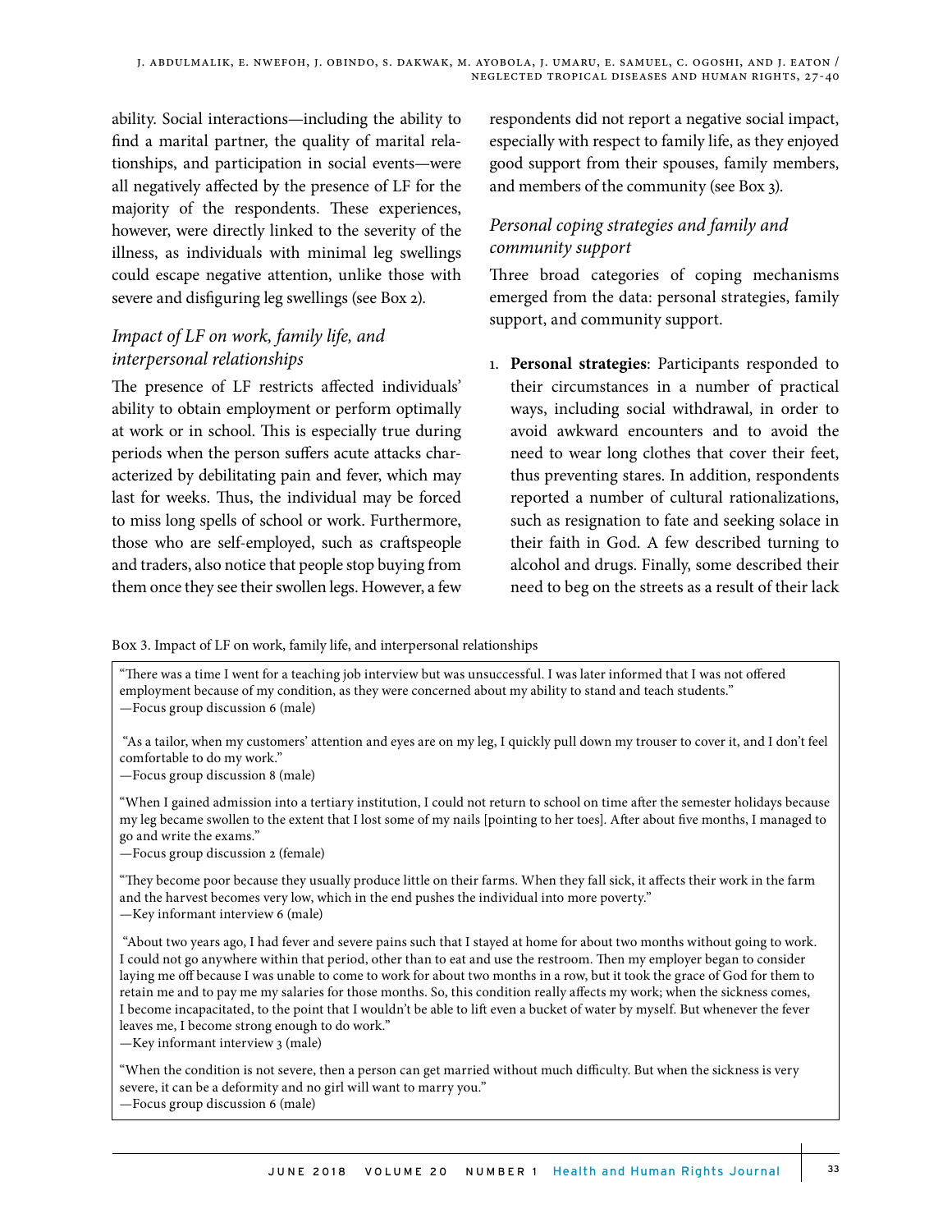ability. Social interactions—including the ability to find a marital partner, the quality of marital relationships, and participation in social events—were all negatively affected by the presence of LF for the majority of the respondents. These experiences, however, were directly linked to the severity of the illness, as individuals with minimal leg swellings could escape negative attention, unlike those with severe and disfiguring leg swellings (see Box 2).

### *Impact of LF on work, family life, and interpersonal relationships*

The presence of LF restricts affected individuals' ability to obtain employment or perform optimally at work or in school. This is especially true during periods when the person suffers acute attacks characterized by debilitating pain and fever, which may last for weeks. Thus, the individual may be forced to miss long spells of school or work. Furthermore, those who are self-employed, such as craftspeople and traders, also notice that people stop buying from them once they see their swollen legs. However, a few respondents did not report a negative social impact, especially with respect to family life, as they enjoyed good support from their spouses, family members, and members of the community (see Box 3).

### *Personal coping strategies and family and community support*

Three broad categories of coping mechanisms emerged from the data: personal strategies, family support, and community support.

1. **Personal strategies**: Participants responded to their circumstances in a number of practical ways, including social withdrawal, in order to avoid awkward encounters and to avoid the need to wear long clothes that cover their feet, thus preventing stares. In addition, respondents reported a number of cultural rationalizations, such as resignation to fate and seeking solace in their faith in God. A few described turning to alcohol and drugs. Finally, some described their need to beg on the streets as a result of their lack

Box 3. Impact of LF on work, family life, and interpersonal relationships

> "There was a time I went for a teaching job interview but was unsuccessful. I was later informed that I was not offered employment because of my condition, as they were concerned about my ability to stand and teach students."
> —Focus group discussion 6 (male)
>
> "As a tailor, when my customers' attention and eyes are on my leg, I quickly pull down my trouser to cover it, and I don't feel comfortable to do my work."
> —Focus group discussion 8 (male)
>
> "When I gained admission into a tertiary institution, I could not return to school on time after the semester holidays because my leg became swollen to the extent that I lost some of my nails [pointing to her toes]. After about five months, I managed to go and write the exams."
> —Focus group discussion 2 (female)
>
> "They become poor because they usually produce little on their farms. When they fall sick, it affects their work in the farm and the harvest becomes very low, which in the end pushes the individual into more poverty."
> —Key informant interview 6 (male)
>
> "About two years ago, I had fever and severe pains such that I stayed at home for about two months without going to work. I could not go anywhere within that period, other than to eat and use the restroom. Then my employer began to consider laying me off because I was unable to come to work for about two months in a row, but it took the grace of God for them to retain me and to pay me my salaries for those months. So, this condition really affects my work; when the sickness comes, I become incapacitated, to the point that I wouldn't be able to lift even a bucket of water by myself. But whenever the fever leaves me, I become strong enough to do work."
> —Key informant interview 3 (male)
>
> "When the condition is not severe, then a person can get married without much difficulty. But when the sickness is very severe, it can be a deformity and no girl will want to marry you."
> —Focus group discussion 6 (male)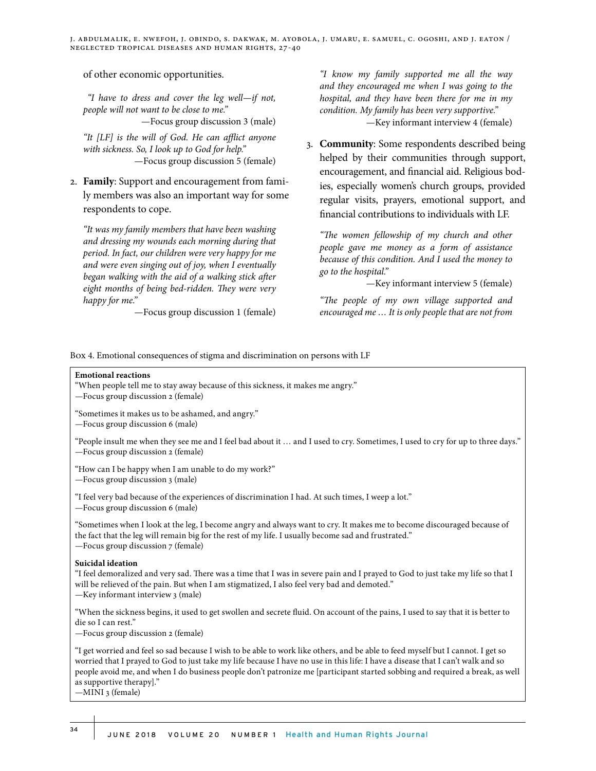of other economic opportunities.

*"I have to dress and cover the leg well—if not, people will not want to be close to me."*
—Focus group discussion 3 (male)

*"It [LF] is the will of God. He can afflict anyone with sickness. So, I look up to God for help."*
—Focus group discussion 5 (female)

2. **Family**: Support and encouragement from family members was also an important way for some respondents to cope.

*"It was my family members that have been washing and dressing my wounds each morning during that period. In fact, our children were very happy for me and were even singing out of joy, when I eventually began walking with the aid of a walking stick after eight months of being bed-ridden. They were very happy for me."*
—Focus group discussion 1 (female)

*"I know my family supported me all the way and they encouraged me when I was going to the hospital, and they have been there for me in my condition. My family has been very supportive."*
—Key informant interview 4 (female)

3. **Community**: Some respondents described being helped by their communities through support, encouragement, and financial aid. Religious bodies, especially women's church groups, provided regular visits, prayers, emotional support, and financial contributions to individuals with LF.

*"The women fellowship of my church and other people gave me money as a form of assistance because of this condition. And I used the money to go to the hospital."*
—Key informant interview 5 (female)

*"The people of my own village supported and encouraged me … It is only people that are not from*

Box 4. Emotional consequences of stigma and discrimination on persons with LF

**Emotional reactions**

"When people tell me to stay away because of this sickness, it makes me angry."
—Focus group discussion 2 (female)

"Sometimes it makes us to be ashamed, and angry."
—Focus group discussion 6 (male)

"People insult me when they see me and I feel bad about it … and I used to cry. Sometimes, I used to cry for up to three days."
—Focus group discussion 2 (female)

"How can I be happy when I am unable to do my work?"
—Focus group discussion 3 (male)

"I feel very bad because of the experiences of discrimination I had. At such times, I weep a lot."
—Focus group discussion 6 (male)

"Sometimes when I look at the leg, I become angry and always want to cry. It makes me to become discouraged because of the fact that the leg will remain big for the rest of my life. I usually become sad and frustrated."
—Focus group discussion 7 (female)

**Suicidal ideation**

"I feel demoralized and very sad. There was a time that I was in severe pain and I prayed to God to just take my life so that I will be relieved of the pain. But when I am stigmatized, I also feel very bad and demoted."
—Key informant interview 3 (male)

"When the sickness begins, it used to get swollen and secrete fluid. On account of the pains, I used to say that it is better to die so I can rest."
—Focus group discussion 2 (female)

"I get worried and feel so sad because I wish to be able to work like others, and be able to feed myself but I cannot. I get so worried that I prayed to God to just take my life because I have no use in this life: I have a disease that I can't walk and so people avoid me, and when I do business people don't patronize me [participant started sobbing and required a break, as well as supportive therapy]."
—MINI 3 (female)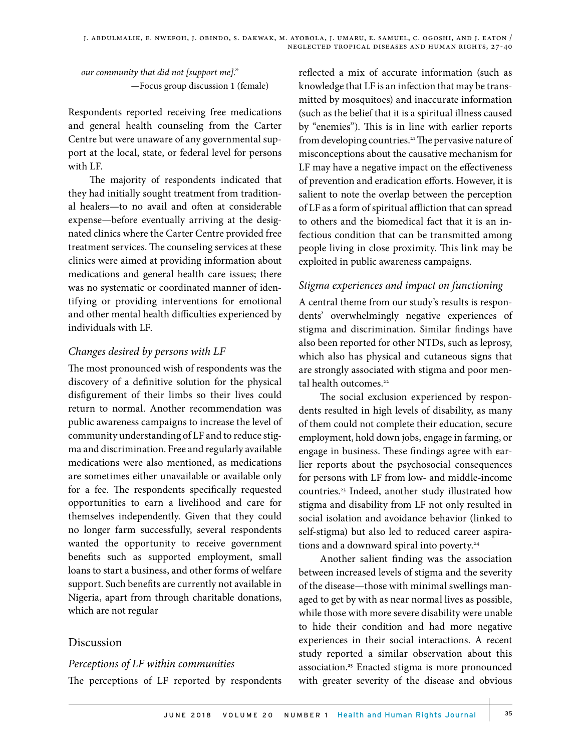*our community that did not [support me]."*

—Focus group discussion 1 (female)

Respondents reported receiving free medications and general health counseling from the Carter Centre but were unaware of any governmental support at the local, state, or federal level for persons with LF.

The majority of respondents indicated that they had initially sought treatment from traditional healers—to no avail and often at considerable expense—before eventually arriving at the designated clinics where the Carter Centre provided free treatment services. The counseling services at these clinics were aimed at providing information about medications and general health care issues; there was no systematic or coordinated manner of identifying or providing interventions for emotional and other mental health difficulties experienced by individuals with LF.

### Changes desired by persons with LF

The most pronounced wish of respondents was the discovery of a definitive solution for the physical disfigurement of their limbs so their lives could return to normal. Another recommendation was public awareness campaigns to increase the level of community understanding of LF and to reduce stigma and discrimination. Free and regularly available medications were also mentioned, as medications are sometimes either unavailable or available only for a fee. The respondents specifically requested opportunities to earn a livelihood and care for themselves independently. Given that they could no longer farm successfully, several respondents wanted the opportunity to receive government benefits such as supported employment, small loans to start a business, and other forms of welfare support. Such benefits are currently not available in Nigeria, apart from through charitable donations, which are not regular

## Discussion

### Perceptions of LF within communities

The perceptions of LF reported by respondents reflected a mix of accurate information (such as knowledge that LF is an infection that may be transmitted by mosquitoes) and inaccurate information (such as the belief that it is a spiritual illness caused by "enemies"). This is in line with earlier reports from developing countries.[21] The pervasive nature of misconceptions about the causative mechanism for LF may have a negative impact on the effectiveness of prevention and eradication efforts. However, it is salient to note the overlap between the perception of LF as a form of spiritual affliction that can spread to others and the biomedical fact that it is an infectious condition that can be transmitted among people living in close proximity. This link may be exploited in public awareness campaigns.

### Stigma experiences and impact on functioning

A central theme from our study's results is respondents' overwhelmingly negative experiences of stigma and discrimination. Similar findings have also been reported for other NTDs, such as leprosy, which also has physical and cutaneous signs that are strongly associated with stigma and poor mental health outcomes.[22]

The social exclusion experienced by respondents resulted in high levels of disability, as many of them could not complete their education, secure employment, hold down jobs, engage in farming, or engage in business. These findings agree with earlier reports about the psychosocial consequences for persons with LF from low- and middle-income countries.[23] Indeed, another study illustrated how stigma and disability from LF not only resulted in social isolation and avoidance behavior (linked to self-stigma) but also led to reduced career aspirations and a downward spiral into poverty.[24]

Another salient finding was the association between increased levels of stigma and the severity of the disease—those with minimal swellings managed to get by with as near normal lives as possible, while those with more severe disability were unable to hide their condition and had more negative experiences in their social interactions. A recent study reported a similar observation about this association.[25] Enacted stigma is more pronounced with greater severity of the disease and obvious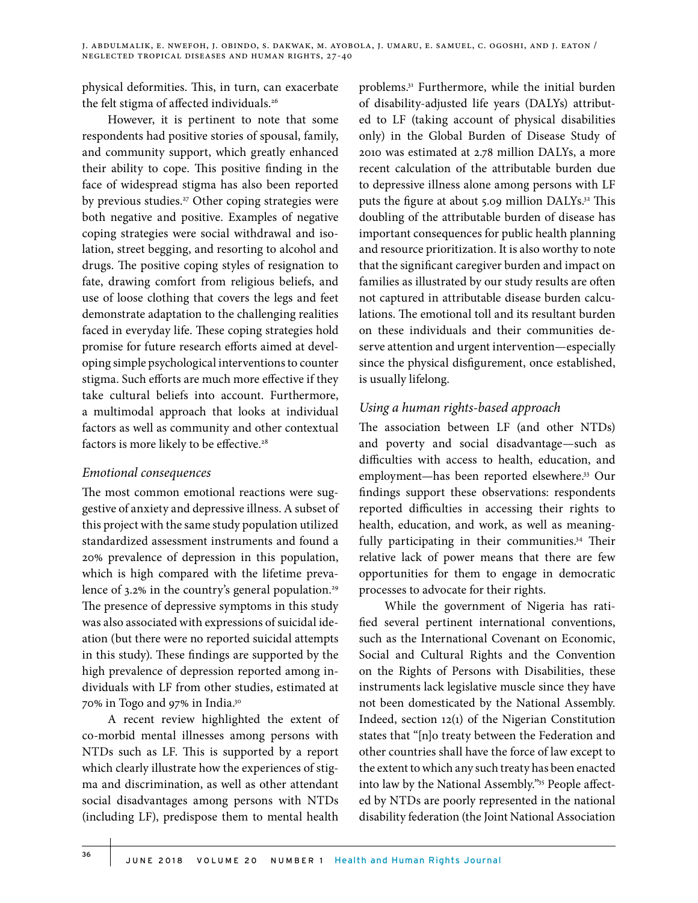physical deformities. This, in turn, can exacerbate the felt stigma of affected individuals.[26]

However, it is pertinent to note that some respondents had positive stories of spousal, family, and community support, which greatly enhanced their ability to cope. This positive finding in the face of widespread stigma has also been reported by previous studies.[27] Other coping strategies were both negative and positive. Examples of negative coping strategies were social withdrawal and isolation, street begging, and resorting to alcohol and drugs. The positive coping styles of resignation to fate, drawing comfort from religious beliefs, and use of loose clothing that covers the legs and feet demonstrate adaptation to the challenging realities faced in everyday life. These coping strategies hold promise for future research efforts aimed at developing simple psychological interventions to counter stigma. Such efforts are much more effective if they take cultural beliefs into account. Furthermore, a multimodal approach that looks at individual factors as well as community and other contextual factors is more likely to be effective.[28]

### *Emotional consequences*

The most common emotional reactions were suggestive of anxiety and depressive illness. A subset of this project with the same study population utilized standardized assessment instruments and found a 20% prevalence of depression in this population, which is high compared with the lifetime prevalence of 3.2% in the country's general population.[29] The presence of depressive symptoms in this study was also associated with expressions of suicidal ideation (but there were no reported suicidal attempts in this study). These findings are supported by the high prevalence of depression reported among individuals with LF from other studies, estimated at 70% in Togo and 97% in India.[30]

A recent review highlighted the extent of co-morbid mental illnesses among persons with NTDs such as LF. This is supported by a report which clearly illustrate how the experiences of stigma and discrimination, as well as other attendant social disadvantages among persons with NTDs (including LF), predispose them to mental health problems.[31] Furthermore, while the initial burden of disability-adjusted life years (DALYs) attributed to LF (taking account of physical disabilities only) in the Global Burden of Disease Study of 2010 was estimated at 2.78 million DALYs, a more recent calculation of the attributable burden due to depressive illness alone among persons with LF puts the figure at about 5.09 million DALYs.[32] This doubling of the attributable burden of disease has important consequences for public health planning and resource prioritization. It is also worthy to note that the significant caregiver burden and impact on families as illustrated by our study results are often not captured in attributable disease burden calculations. The emotional toll and its resultant burden on these individuals and their communities deserve attention and urgent intervention—especially since the physical disfigurement, once established, is usually lifelong.

### *Using a human rights-based approach*

The association between LF (and other NTDs) and poverty and social disadvantage—such as difficulties with access to health, education, and employment—has been reported elsewhere.[33] Our findings support these observations: respondents reported difficulties in accessing their rights to health, education, and work, as well as meaningfully participating in their communities.[34] Their relative lack of power means that there are few opportunities for them to engage in democratic processes to advocate for their rights.

While the government of Nigeria has ratified several pertinent international conventions, such as the International Covenant on Economic, Social and Cultural Rights and the Convention on the Rights of Persons with Disabilities, these instruments lack legislative muscle since they have not been domesticated by the National Assembly. Indeed, section 12(1) of the Nigerian Constitution states that "[n]o treaty between the Federation and other countries shall have the force of law except to the extent to which any such treaty has been enacted into law by the National Assembly."[35] People affected by NTDs are poorly represented in the national disability federation (the Joint National Association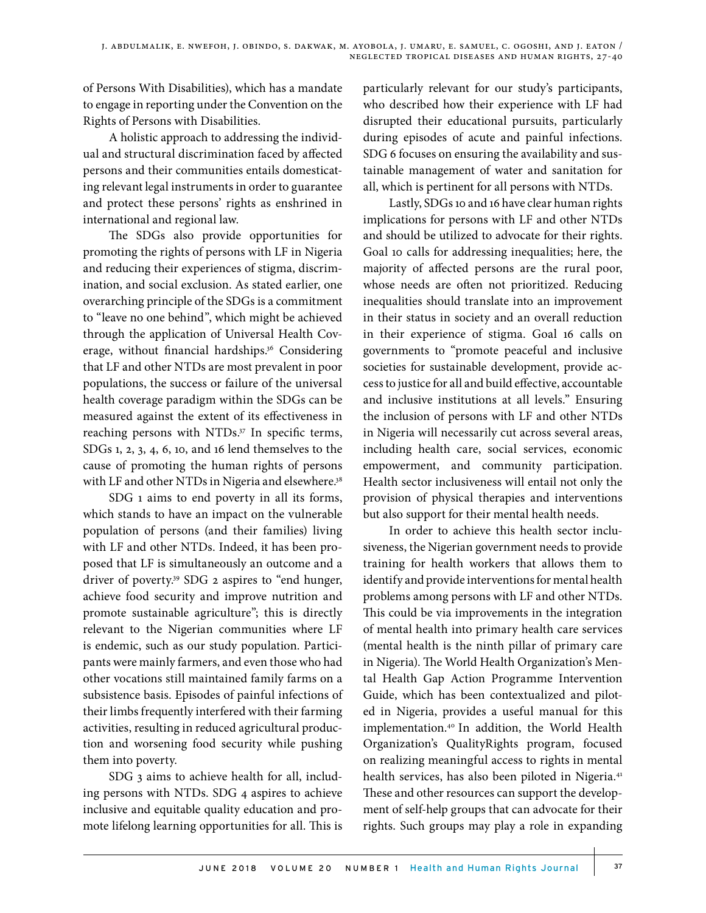of Persons With Disabilities), which has a mandate to engage in reporting under the Convention on the Rights of Persons with Disabilities.

A holistic approach to addressing the individual and structural discrimination faced by affected persons and their communities entails domesticating relevant legal instruments in order to guarantee and protect these persons' rights as enshrined in international and regional law.

The SDGs also provide opportunities for promoting the rights of persons with LF in Nigeria and reducing their experiences of stigma, discrimination, and social exclusion. As stated earlier, one overarching principle of the SDGs is a commitment to "leave no one behind", which might be achieved through the application of Universal Health Coverage, without financial hardships.[36] Considering that LF and other NTDs are most prevalent in poor populations, the success or failure of the universal health coverage paradigm within the SDGs can be measured against the extent of its effectiveness in reaching persons with NTDs.[37] In specific terms, SDGs 1, 2, 3, 4, 6, 10, and 16 lend themselves to the cause of promoting the human rights of persons with LF and other NTDs in Nigeria and elsewhere.[38]

SDG 1 aims to end poverty in all its forms, which stands to have an impact on the vulnerable population of persons (and their families) living with LF and other NTDs. Indeed, it has been proposed that LF is simultaneously an outcome and a driver of poverty.[39] SDG 2 aspires to "end hunger, achieve food security and improve nutrition and promote sustainable agriculture"; this is directly relevant to the Nigerian communities where LF is endemic, such as our study population. Participants were mainly farmers, and even those who had other vocations still maintained family farms on a subsistence basis. Episodes of painful infections of their limbs frequently interfered with their farming activities, resulting in reduced agricultural production and worsening food security while pushing them into poverty.

SDG 3 aims to achieve health for all, including persons with NTDs. SDG 4 aspires to achieve inclusive and equitable quality education and promote lifelong learning opportunities for all. This is particularly relevant for our study's participants, who described how their experience with LF had disrupted their educational pursuits, particularly during episodes of acute and painful infections. SDG 6 focuses on ensuring the availability and sustainable management of water and sanitation for all, which is pertinent for all persons with NTDs.

Lastly, SDGs 10 and 16 have clear human rights implications for persons with LF and other NTDs and should be utilized to advocate for their rights. Goal 10 calls for addressing inequalities; here, the majority of affected persons are the rural poor, whose needs are often not prioritized. Reducing inequalities should translate into an improvement in their status in society and an overall reduction in their experience of stigma. Goal 16 calls on governments to "promote peaceful and inclusive societies for sustainable development, provide access to justice for all and build effective, accountable and inclusive institutions at all levels." Ensuring the inclusion of persons with LF and other NTDs in Nigeria will necessarily cut across several areas, including health care, social services, economic empowerment, and community participation. Health sector inclusiveness will entail not only the provision of physical therapies and interventions but also support for their mental health needs.

In order to achieve this health sector inclusiveness, the Nigerian government needs to provide training for health workers that allows them to identify and provide interventions for mental health problems among persons with LF and other NTDs. This could be via improvements in the integration of mental health into primary health care services (mental health is the ninth pillar of primary care in Nigeria). The World Health Organization's Mental Health Gap Action Programme Intervention Guide, which has been contextualized and piloted in Nigeria, provides a useful manual for this implementation.[40] In addition, the World Health Organization's QualityRights program, focused on realizing meaningful access to rights in mental health services, has also been piloted in Nigeria.[41] These and other resources can support the development of self-help groups that can advocate for their rights. Such groups may play a role in expanding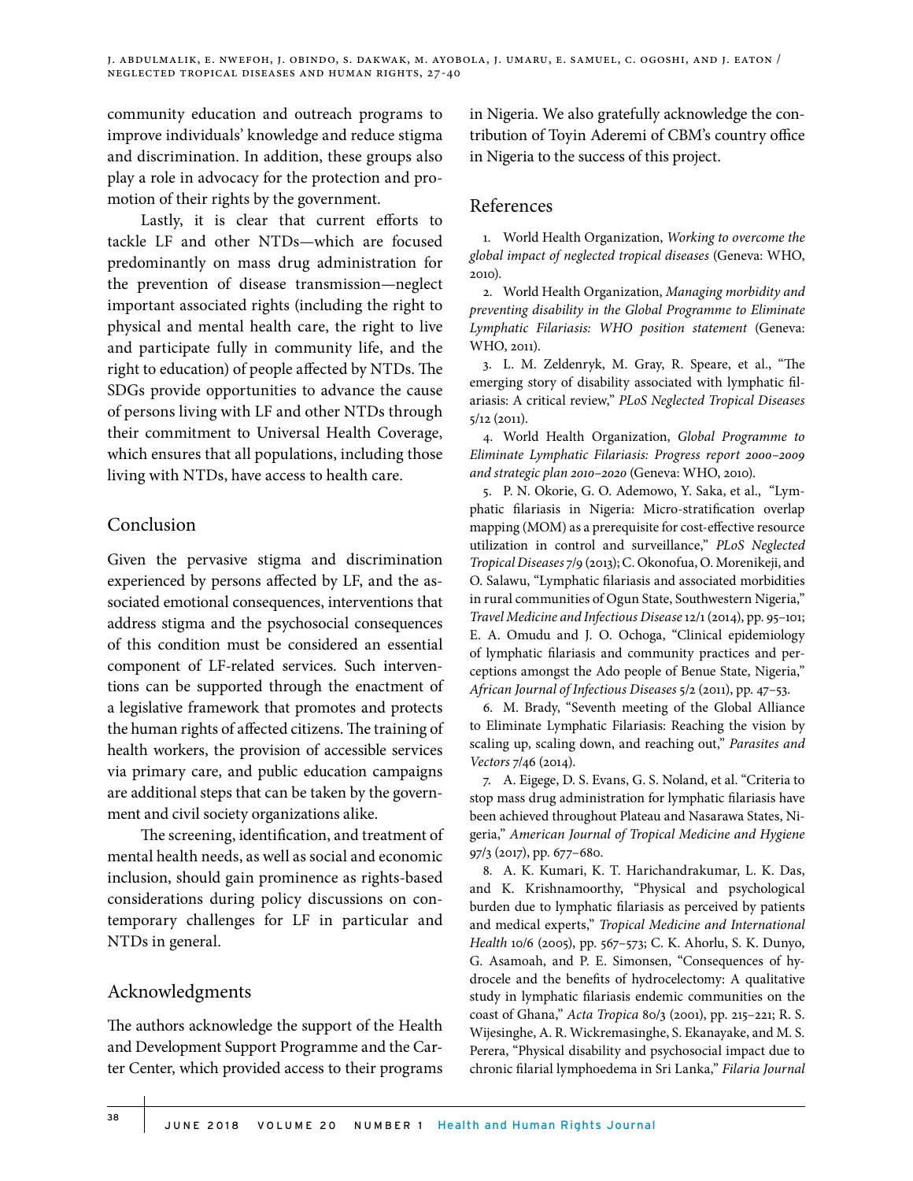community education and outreach programs to improve individuals' knowledge and reduce stigma and discrimination. In addition, these groups also play a role in advocacy for the protection and promotion of their rights by the government.

Lastly, it is clear that current efforts to tackle LF and other NTDs—which are focused predominantly on mass drug administration for the prevention of disease transmission—neglect important associated rights (including the right to physical and mental health care, the right to live and participate fully in community life, and the right to education) of people affected by NTDs. The SDGs provide opportunities to advance the cause of persons living with LF and other NTDs through their commitment to Universal Health Coverage, which ensures that all populations, including those living with NTDs, have access to health care.

## Conclusion

Given the pervasive stigma and discrimination experienced by persons affected by LF, and the associated emotional consequences, interventions that address stigma and the psychosocial consequences of this condition must be considered an essential component of LF-related services. Such interventions can be supported through the enactment of a legislative framework that promotes and protects the human rights of affected citizens. The training of health workers, the provision of accessible services via primary care, and public education campaigns are additional steps that can be taken by the government and civil society organizations alike.

The screening, identification, and treatment of mental health needs, as well as social and economic inclusion, should gain prominence as rights-based considerations during policy discussions on contemporary challenges for LF in particular and NTDs in general.

## Acknowledgments

The authors acknowledge the support of the Health and Development Support Programme and the Carter Center, which provided access to their programs in Nigeria. We also gratefully acknowledge the contribution of Toyin Aderemi of CBM's country office in Nigeria to the success of this project.

## References

1. World Health Organization, *Working to overcome the global impact of neglected tropical diseases* (Geneva: WHO, 2010).

2. World Health Organization, *Managing morbidity and preventing disability in the Global Programme to Eliminate Lymphatic Filariasis: WHO position statement* (Geneva: WHO, 2011).

3. L. M. Zeldenryk, M. Gray, R. Speare, et al., "The emerging story of disability associated with lymphatic filariasis: A critical review," *PLoS Neglected Tropical Diseases* 5/12 (2011).

4. World Health Organization, *Global Programme to Eliminate Lymphatic Filariasis: Progress report 2000–2009 and strategic plan 2010–2020* (Geneva: WHO, 2010).

5. P. N. Okorie, G. O. Ademowo, Y. Saka, et al., "Lymphatic filariasis in Nigeria: Micro-stratification overlap mapping (MOM) as a prerequisite for cost-effective resource utilization in control and surveillance," *PLoS Neglected Tropical Diseases* 7/9 (2013); C. Okonofua, O. Morenikeji, and O. Salawu, "Lymphatic filariasis and associated morbidities in rural communities of Ogun State, Southwestern Nigeria," *Travel Medicine and Infectious Disease* 12/1 (2014), pp. 95–101; E. A. Omudu and J. O. Ochoga, "Clinical epidemiology of lymphatic filariasis and community practices and perceptions amongst the Ado people of Benue State, Nigeria," *African Journal of Infectious Diseases* 5/2 (2011), pp. 47–53.

6. M. Brady, "Seventh meeting of the Global Alliance to Eliminate Lymphatic Filariasis: Reaching the vision by scaling up, scaling down, and reaching out," *Parasites and Vectors* 7/46 (2014).

7. A. Eigege, D. S. Evans, G. S. Noland, et al. "Criteria to stop mass drug administration for lymphatic filariasis have been achieved throughout Plateau and Nasarawa States, Nigeria," *American Journal of Tropical Medicine and Hygiene* 97/3 (2017), pp. 677–680.

8. A. K. Kumari, K. T. Harichandrakumar, L. K. Das, and K. Krishnamoorthy, "Physical and psychological burden due to lymphatic filariasis as perceived by patients and medical experts," *Tropical Medicine and International Health* 10/6 (2005), pp. 567–573; C. K. Ahorlu, S. K. Dunyo, G. Asamoah, and P. E. Simonsen, "Consequences of hydrocele and the benefits of hydrocelectomy: A qualitative study in lymphatic filariasis endemic communities on the coast of Ghana," *Acta Tropica* 80/3 (2001), pp. 215–221; R. S. Wijesinghe, A. R. Wickremasinghe, S. Ekanayake, and M. S. Perera, "Physical disability and psychosocial impact due to chronic filarial lymphoedema in Sri Lanka," *Filaria Journal*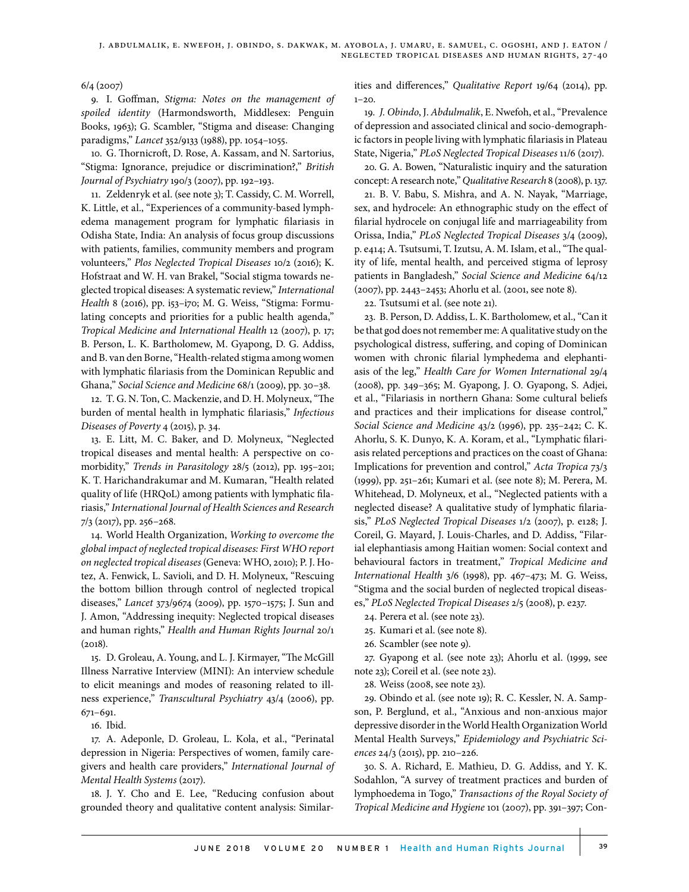6/4 (2007)

9. I. Goffman, *Stigma: Notes on the management of spoiled identity* (Harmondsworth, Middlesex: Penguin Books, 1963); G. Scambler, "Stigma and disease: Changing paradigms," *Lancet* 352/9133 (1988), pp. 1054–1055.

10. G. Thornicroft, D. Rose, A. Kassam, and N. Sartorius, "Stigma: Ignorance, prejudice or discrimination?," *British Journal of Psychiatry* 190/3 (2007), pp. 192–193.

11. Zeldenryk et al. (see note 3); T. Cassidy, C. M. Worrell, K. Little, et al., "Experiences of a community-based lymphedema management program for lymphatic filariasis in Odisha State, India: An analysis of focus group discussions with patients, families, community members and program volunteers," *Plos Neglected Tropical Diseases* 10/2 (2016); K. Hofstraat and W. H. van Brakel, "Social stigma towards neglected tropical diseases: A systematic review," *International Health* 8 (2016), pp. 153–i70; M. G. Weiss, "Stigma: Formulating concepts and priorities for a public health agenda," *Tropical Medicine and International Health* 12 (2007), p. 17; B. Person, L. K. Bartholomew, M. Gyapong, D. G. Addiss, and B. van den Borne, "Health-related stigma among women with lymphatic filariasis from the Dominican Republic and Ghana," *Social Science and Medicine* 68/1 (2009), pp. 30–38.

12. T. G. N. Ton, C. Mackenzie, and D. H. Molyneux, "The burden of mental health in lymphatic filariasis," *Infectious Diseases of Poverty* 4 (2015), p. 34.

13. E. Litt, M. C. Baker, and D. Molyneux, "Neglected tropical diseases and mental health: A perspective on comorbidity," *Trends in Parasitology* 28/5 (2012), pp. 195–201; K. T. Harichandrakumar and M. Kumaran, "Health related quality of life (HRQoL) among patients with lymphatic filariasis," *International Journal of Health Sciences and Research* 7/3 (2017), pp. 256–268.

14. World Health Organization, *Working to overcome the global impact of neglected tropical diseases: First WHO report on neglected tropical diseases* (Geneva: WHO, 2010); P. J. Hotez, A. Fenwick, L. Savioli, and D. H. Molyneux, "Rescuing the bottom billion through control of neglected tropical diseases," *Lancet* 373/9674 (2009), pp. 1570–1575; J. Sun and J. Amon, "Addressing inequity: Neglected tropical diseases and human rights," *Health and Human Rights Journal* 20/1 (2018).

15. D. Groleau, A. Young, and L. J. Kirmayer, "The McGill Illness Narrative Interview (MINI): An interview schedule to elicit meanings and modes of reasoning related to illness experience," *Transcultural Psychiatry* 43/4 (2006), pp. 671–691.

16. Ibid.

17. A. Adeponle, D. Groleau, L. Kola, et al., "Perinatal depression in Nigeria: Perspectives of women, family caregivers and health care providers," *International Journal of Mental Health Systems* (2017).

18. J. Y. Cho and E. Lee, "Reducing confusion about grounded theory and qualitative content analysis: Similarities and differences," *Qualitative Report* 19/64 (2014), pp. 1–20.

19. *J. Obindo*, J. *Abdulmalik*, E. Nwefoh, et al., "Prevalence of depression and associated clinical and socio-demographic factors in people living with lymphatic filariasis in Plateau State, Nigeria," *PLoS Neglected Tropical Diseases* 11/6 (2017).

20. G. A. Bowen, "Naturalistic inquiry and the saturation concept: A research note," *Qualitative Research* 8 (2008), p. 137.

21. B. V. Babu, S. Mishra, and A. N. Nayak, "Marriage, sex, and hydrocele: An ethnographic study on the effect of filarial hydrocele on conjugal life and marriageability from Orissa, India," *PLoS Neglected Tropical Diseases* 3/4 (2009), p. e414; A. Tsutsumi, T. Izutsu, A. M. Islam, et al., "The quality of life, mental health, and perceived stigma of leprosy patients in Bangladesh," *Social Science and Medicine* 64/12 (2007), pp. 2443–2453; Ahorlu et al. (2001, see note 8).

22. Tsutsumi et al. (see note 21).

23. B. Person, D. Addiss, L. K. Bartholomew, et al., "Can it be that god does not remember me: A qualitative study on the psychological distress, suffering, and coping of Dominican women with chronic filarial lymphedema and elephantiasis of the leg," *Health Care for Women International* 29/4 (2008), pp. 349–365; M. Gyapong, J. O. Gyapong, S. Adjei, et al., "Filariasis in northern Ghana: Some cultural beliefs and practices and their implications for disease control," *Social Science and Medicine* 43/2 (1996), pp. 235–242; C. K. Ahorlu, S. K. Dunyo, K. A. Koram, et al., "Lymphatic filariasis related perceptions and practices on the coast of Ghana: Implications for prevention and control," *Acta Tropica* 73/3 (1999), pp. 251–261; Kumari et al. (see note 8); M. Perera, M. Whitehead, D. Molyneux, et al., "Neglected patients with a neglected disease? A qualitative study of lymphatic filariasis," *PLoS Neglected Tropical Diseases* 1/2 (2007), p. e128; J. Coreil, G. Mayard, J. Louis-Charles, and D. Addiss, "Filarial elephantiasis among Haitian women: Social context and behavioural factors in treatment," *Tropical Medicine and International Health* 3/6 (1998), pp. 467–473; M. G. Weiss, "Stigma and the social burden of neglected tropical diseases," *PLoS Neglected Tropical Diseases* 2/5 (2008), p. e237.

24. Perera et al. (see note 23).

25. Kumari et al. (see note 8).

26. Scambler (see note 9).

27. Gyapong et al. (see note 23); Ahorlu et al. (1999, see note 23); Coreil et al. (see note 23).

28. Weiss (2008, see note 23).

29. Obindo et al. (see note 19); R. C. Kessler, N. A. Sampson, P. Berglund, et al., "Anxious and non-anxious major depressive disorder in the World Health Organization World Mental Health Surveys," *Epidemiology and Psychiatric Sciences* 24/3 (2015), pp. 210–226.

30. S. A. Richard, E. Mathieu, D. G. Addiss, and Y. K. Sodahlon, "A survey of treatment practices and burden of lymphoedema in Togo," *Transactions of the Royal Society of Tropical Medicine and Hygiene* 101 (2007), pp. 391–397; Con-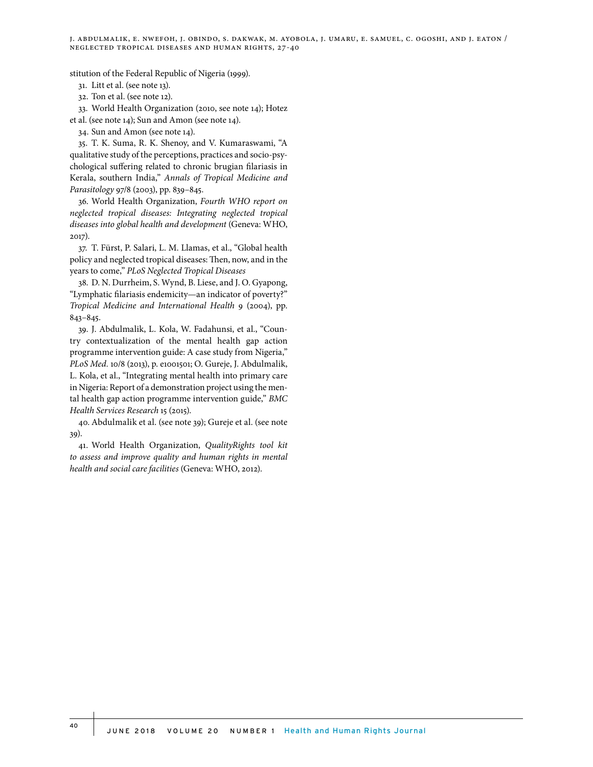stitution of the Federal Republic of Nigeria (1999).

31. Litt et al. (see note 13).

32. Ton et al. (see note 12).

33. World Health Organization (2010, see note 14); Hotez et al. (see note 14); Sun and Amon (see note 14).

34. Sun and Amon (see note 14).

35. T. K. Suma, R. K. Shenoy, and V. Kumaraswami, "A qualitative study of the perceptions, practices and socio-psychological suffering related to chronic brugian filariasis in Kerala, southern India," *Annals of Tropical Medicine and Parasitology* 97/8 (2003), pp. 839–845.

36. World Health Organization, *Fourth WHO report on neglected tropical diseases: Integrating neglected tropical diseases into global health and development* (Geneva: WHO, 2017).

37. T. Fürst, P. Salari, L. M. Llamas, et al., "Global health policy and neglected tropical diseases: Then, now, and in the years to come," *PLoS Neglected Tropical Diseases*

38. D. N. Durrheim, S. Wynd, B. Liese, and J. O. Gyapong, "Lymphatic filariasis endemicity—an indicator of poverty?" *Tropical Medicine and International Health* 9 (2004), pp. 843–845.

39. J. Abdulmalik, L. Kola, W. Fadahunsi, et al., "Country contextualization of the mental health gap action programme intervention guide: A case study from Nigeria," *PLoS Med.* 10/8 (2013), p. e1001501; O. Gureje, J. Abdulmalik, L. Kola, et al., "Integrating mental health into primary care in Nigeria: Report of a demonstration project using the mental health gap action programme intervention guide," *BMC Health Services Research* 15 (2015).

40. Abdulmalik et al. (see note 39); Gureje et al. (see note 39).

41. World Health Organization, *QualityRights tool kit to assess and improve quality and human rights in mental health and social care facilities* (Geneva: WHO, 2012).